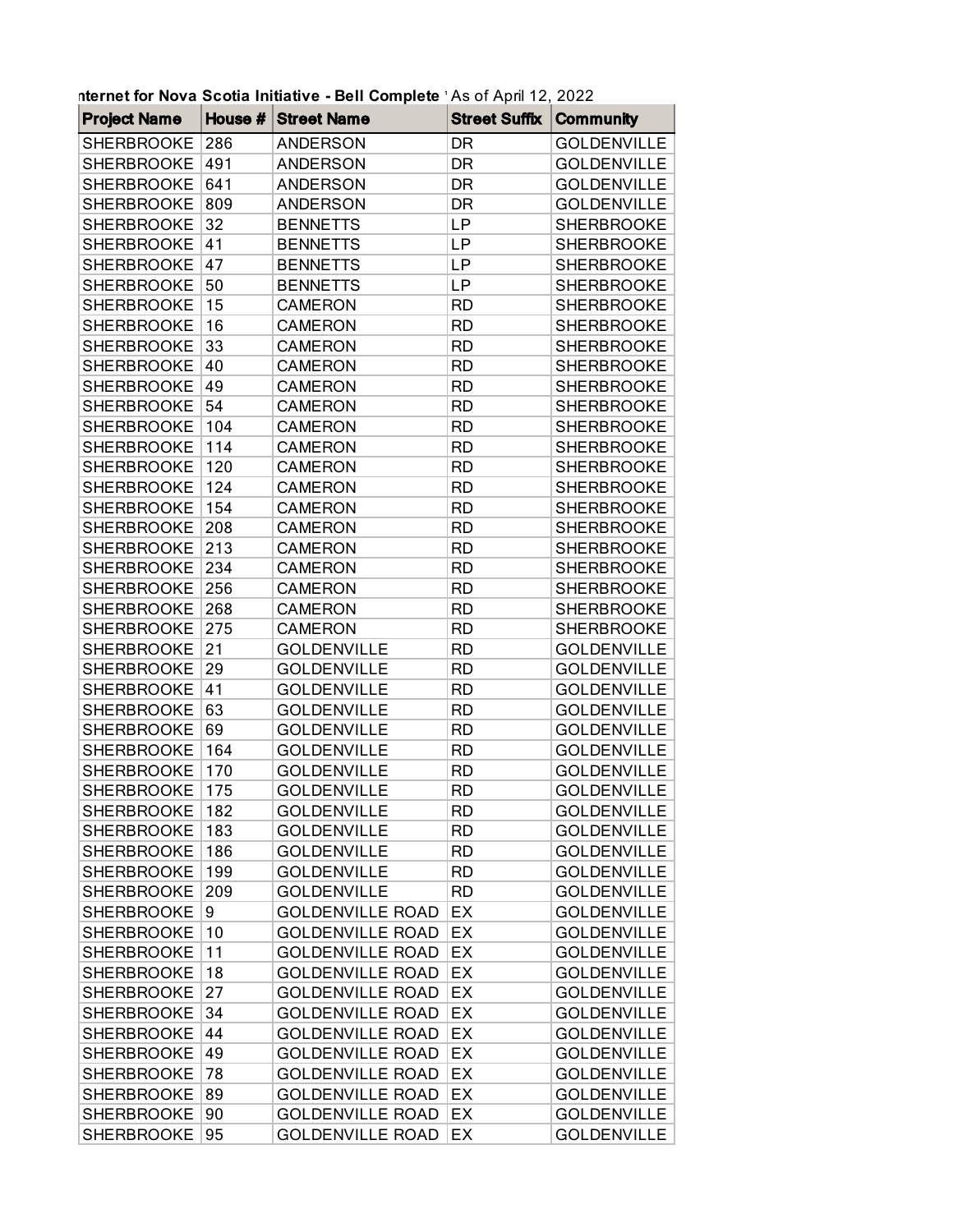nternet for Nova Scotia Initiative - Bell Complete ' As of April 12, 2022

| Project Name | House # | Street Name | Street Suffix | Community |
|---|---|---|---|---|
| SHERBROOKE | 286 | ANDERSON | DR | GOLDENVILLE |
| SHERBROOKE | 491 | ANDERSON | DR | GOLDENVILLE |
| SHERBROOKE | 641 | ANDERSON | DR | GOLDENVILLE |
| SHERBROOKE | 809 | ANDERSON | DR | GOLDENVILLE |
| SHERBROOKE | 32 | BENNETTS | LP | SHERBROOKE |
| SHERBROOKE | 41 | BENNETTS | LP | SHERBROOKE |
| SHERBROOKE | 47 | BENNETTS | LP | SHERBROOKE |
| SHERBROOKE | 50 | BENNETTS | LP | SHERBROOKE |
| SHERBROOKE | 15 | CAMERON | RD | SHERBROOKE |
| SHERBROOKE | 16 | CAMERON | RD | SHERBROOKE |
| SHERBROOKE | 33 | CAMERON | RD | SHERBROOKE |
| SHERBROOKE | 40 | CAMERON | RD | SHERBROOKE |
| SHERBROOKE | 49 | CAMERON | RD | SHERBROOKE |
| SHERBROOKE | 54 | CAMERON | RD | SHERBROOKE |
| SHERBROOKE | 104 | CAMERON | RD | SHERBROOKE |
| SHERBROOKE | 114 | CAMERON | RD | SHERBROOKE |
| SHERBROOKE | 120 | CAMERON | RD | SHERBROOKE |
| SHERBROOKE | 124 | CAMERON | RD | SHERBROOKE |
| SHERBROOKE | 154 | CAMERON | RD | SHERBROOKE |
| SHERBROOKE | 208 | CAMERON | RD | SHERBROOKE |
| SHERBROOKE | 213 | CAMERON | RD | SHERBROOKE |
| SHERBROOKE | 234 | CAMERON | RD | SHERBROOKE |
| SHERBROOKE | 256 | CAMERON | RD | SHERBROOKE |
| SHERBROOKE | 268 | CAMERON | RD | SHERBROOKE |
| SHERBROOKE | 275 | CAMERON | RD | SHERBROOKE |
| SHERBROOKE | 21 | GOLDENVILLE | RD | GOLDENVILLE |
| SHERBROOKE | 29 | GOLDENVILLE | RD | GOLDENVILLE |
| SHERBROOKE | 41 | GOLDENVILLE | RD | GOLDENVILLE |
| SHERBROOKE | 63 | GOLDENVILLE | RD | GOLDENVILLE |
| SHERBROOKE | 69 | GOLDENVILLE | RD | GOLDENVILLE |
| SHERBROOKE | 164 | GOLDENVILLE | RD | GOLDENVILLE |
| SHERBROOKE | 170 | GOLDENVILLE | RD | GOLDENVILLE |
| SHERBROOKE | 175 | GOLDENVILLE | RD | GOLDENVILLE |
| SHERBROOKE | 182 | GOLDENVILLE | RD | GOLDENVILLE |
| SHERBROOKE | 183 | GOLDENVILLE | RD | GOLDENVILLE |
| SHERBROOKE | 186 | GOLDENVILLE | RD | GOLDENVILLE |
| SHERBROOKE | 199 | GOLDENVILLE | RD | GOLDENVILLE |
| SHERBROOKE | 209 | GOLDENVILLE | RD | GOLDENVILLE |
| SHERBROOKE | 9 | GOLDENVILLE ROAD | EX | GOLDENVILLE |
| SHERBROOKE | 10 | GOLDENVILLE ROAD | EX | GOLDENVILLE |
| SHERBROOKE | 11 | GOLDENVILLE ROAD | EX | GOLDENVILLE |
| SHERBROOKE | 18 | GOLDENVILLE ROAD | EX | GOLDENVILLE |
| SHERBROOKE | 27 | GOLDENVILLE ROAD | EX | GOLDENVILLE |
| SHERBROOKE | 34 | GOLDENVILLE ROAD | EX | GOLDENVILLE |
| SHERBROOKE | 44 | GOLDENVILLE ROAD | EX | GOLDENVILLE |
| SHERBROOKE | 49 | GOLDENVILLE ROAD | EX | GOLDENVILLE |
| SHERBROOKE | 78 | GOLDENVILLE ROAD | EX | GOLDENVILLE |
| SHERBROOKE | 89 | GOLDENVILLE ROAD | EX | GOLDENVILLE |
| SHERBROOKE | 90 | GOLDENVILLE ROAD | EX | GOLDENVILLE |
| SHERBROOKE | 95 | GOLDENVILLE ROAD | EX | GOLDENVILLE |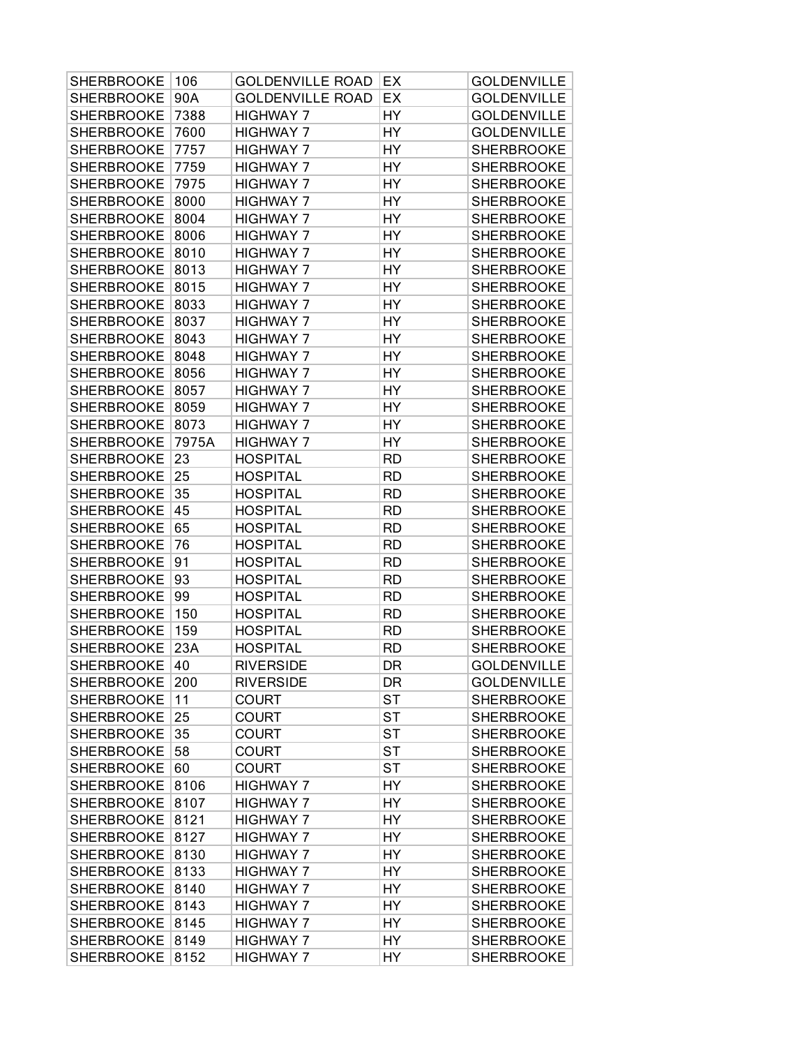| | | | | |
|---|---|---|---|---|
| SHERBROOKE | 106 | GOLDENVILLE ROAD | EX | GOLDENVILLE |
| SHERBROOKE | 90A | GOLDENVILLE ROAD | EX | GOLDENVILLE |
| SHERBROOKE | 7388 | HIGHWAY 7 | HY | GOLDENVILLE |
| SHERBROOKE | 7600 | HIGHWAY 7 | HY | GOLDENVILLE |
| SHERBROOKE | 7757 | HIGHWAY 7 | HY | SHERBROOKE |
| SHERBROOKE | 7759 | HIGHWAY 7 | HY | SHERBROOKE |
| SHERBROOKE | 7975 | HIGHWAY 7 | HY | SHERBROOKE |
| SHERBROOKE | 8000 | HIGHWAY 7 | HY | SHERBROOKE |
| SHERBROOKE | 8004 | HIGHWAY 7 | HY | SHERBROOKE |
| SHERBROOKE | 8006 | HIGHWAY 7 | HY | SHERBROOKE |
| SHERBROOKE | 8010 | HIGHWAY 7 | HY | SHERBROOKE |
| SHERBROOKE | 8013 | HIGHWAY 7 | HY | SHERBROOKE |
| SHERBROOKE | 8015 | HIGHWAY 7 | HY | SHERBROOKE |
| SHERBROOKE | 8033 | HIGHWAY 7 | HY | SHERBROOKE |
| SHERBROOKE | 8037 | HIGHWAY 7 | HY | SHERBROOKE |
| SHERBROOKE | 8043 | HIGHWAY 7 | HY | SHERBROOKE |
| SHERBROOKE | 8048 | HIGHWAY 7 | HY | SHERBROOKE |
| SHERBROOKE | 8056 | HIGHWAY 7 | HY | SHERBROOKE |
| SHERBROOKE | 8057 | HIGHWAY 7 | HY | SHERBROOKE |
| SHERBROOKE | 8059 | HIGHWAY 7 | HY | SHERBROOKE |
| SHERBROOKE | 8073 | HIGHWAY 7 | HY | SHERBROOKE |
| SHERBROOKE | 7975A | HIGHWAY 7 | HY | SHERBROOKE |
| SHERBROOKE | 23 | HOSPITAL | RD | SHERBROOKE |
| SHERBROOKE | 25 | HOSPITAL | RD | SHERBROOKE |
| SHERBROOKE | 35 | HOSPITAL | RD | SHERBROOKE |
| SHERBROOKE | 45 | HOSPITAL | RD | SHERBROOKE |
| SHERBROOKE | 65 | HOSPITAL | RD | SHERBROOKE |
| SHERBROOKE | 76 | HOSPITAL | RD | SHERBROOKE |
| SHERBROOKE | 91 | HOSPITAL | RD | SHERBROOKE |
| SHERBROOKE | 93 | HOSPITAL | RD | SHERBROOKE |
| SHERBROOKE | 99 | HOSPITAL | RD | SHERBROOKE |
| SHERBROOKE | 150 | HOSPITAL | RD | SHERBROOKE |
| SHERBROOKE | 159 | HOSPITAL | RD | SHERBROOKE |
| SHERBROOKE | 23A | HOSPITAL | RD | SHERBROOKE |
| SHERBROOKE | 40 | RIVERSIDE | DR | GOLDENVILLE |
| SHERBROOKE | 200 | RIVERSIDE | DR | GOLDENVILLE |
| SHERBROOKE | 11 | COURT | ST | SHERBROOKE |
| SHERBROOKE | 25 | COURT | ST | SHERBROOKE |
| SHERBROOKE | 35 | COURT | ST | SHERBROOKE |
| SHERBROOKE | 58 | COURT | ST | SHERBROOKE |
| SHERBROOKE | 60 | COURT | ST | SHERBROOKE |
| SHERBROOKE | 8106 | HIGHWAY 7 | HY | SHERBROOKE |
| SHERBROOKE | 8107 | HIGHWAY 7 | HY | SHERBROOKE |
| SHERBROOKE | 8121 | HIGHWAY 7 | HY | SHERBROOKE |
| SHERBROOKE | 8127 | HIGHWAY 7 | HY | SHERBROOKE |
| SHERBROOKE | 8130 | HIGHWAY 7 | HY | SHERBROOKE |
| SHERBROOKE | 8133 | HIGHWAY 7 | HY | SHERBROOKE |
| SHERBROOKE | 8140 | HIGHWAY 7 | HY | SHERBROOKE |
| SHERBROOKE | 8143 | HIGHWAY 7 | HY | SHERBROOKE |
| SHERBROOKE | 8145 | HIGHWAY 7 | HY | SHERBROOKE |
| SHERBROOKE | 8149 | HIGHWAY 7 | HY | SHERBROOKE |
| SHERBROOKE | 8152 | HIGHWAY 7 | HY | SHERBROOKE |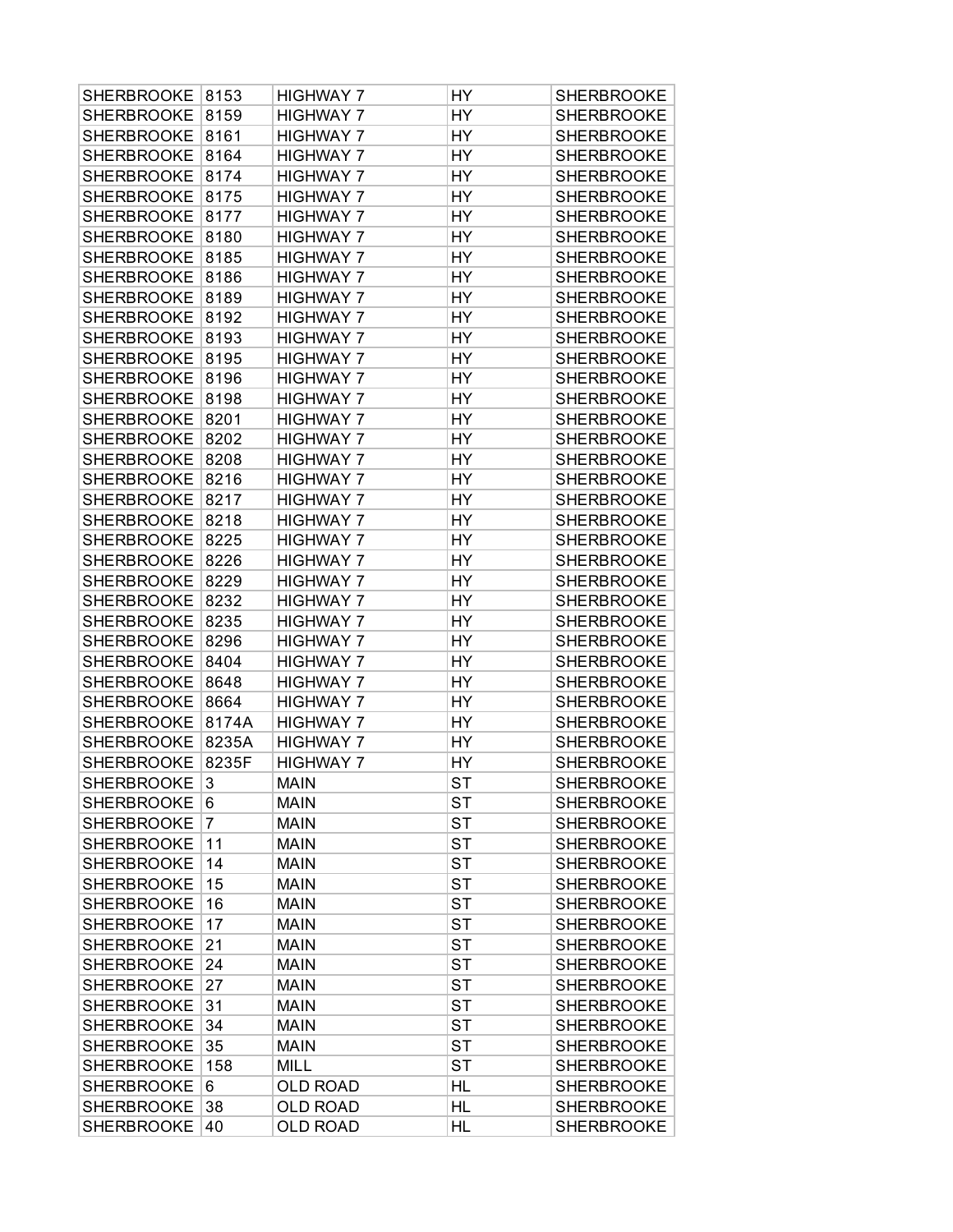| SHERBROOKE | 8153 | HIGHWAY 7 | HY | SHERBROOKE |
|---|---|---|---|---|
| SHERBROOKE | 8159 | HIGHWAY 7 | HY | SHERBROOKE |
| SHERBROOKE | 8161 | HIGHWAY 7 | HY | SHERBROOKE |
| SHERBROOKE | 8164 | HIGHWAY 7 | HY | SHERBROOKE |
| SHERBROOKE | 8174 | HIGHWAY 7 | HY | SHERBROOKE |
| SHERBROOKE | 8175 | HIGHWAY 7 | HY | SHERBROOKE |
| SHERBROOKE | 8177 | HIGHWAY 7 | HY | SHERBROOKE |
| SHERBROOKE | 8180 | HIGHWAY 7 | HY | SHERBROOKE |
| SHERBROOKE | 8185 | HIGHWAY 7 | HY | SHERBROOKE |
| SHERBROOKE | 8186 | HIGHWAY 7 | HY | SHERBROOKE |
| SHERBROOKE | 8189 | HIGHWAY 7 | HY | SHERBROOKE |
| SHERBROOKE | 8192 | HIGHWAY 7 | HY | SHERBROOKE |
| SHERBROOKE | 8193 | HIGHWAY 7 | HY | SHERBROOKE |
| SHERBROOKE | 8195 | HIGHWAY 7 | HY | SHERBROOKE |
| SHERBROOKE | 8196 | HIGHWAY 7 | HY | SHERBROOKE |
| SHERBROOKE | 8198 | HIGHWAY 7 | HY | SHERBROOKE |
| SHERBROOKE | 8201 | HIGHWAY 7 | HY | SHERBROOKE |
| SHERBROOKE | 8202 | HIGHWAY 7 | HY | SHERBROOKE |
| SHERBROOKE | 8208 | HIGHWAY 7 | HY | SHERBROOKE |
| SHERBROOKE | 8216 | HIGHWAY 7 | HY | SHERBROOKE |
| SHERBROOKE | 8217 | HIGHWAY 7 | HY | SHERBROOKE |
| SHERBROOKE | 8218 | HIGHWAY 7 | HY | SHERBROOKE |
| SHERBROOKE | 8225 | HIGHWAY 7 | HY | SHERBROOKE |
| SHERBROOKE | 8226 | HIGHWAY 7 | HY | SHERBROOKE |
| SHERBROOKE | 8229 | HIGHWAY 7 | HY | SHERBROOKE |
| SHERBROOKE | 8232 | HIGHWAY 7 | HY | SHERBROOKE |
| SHERBROOKE | 8235 | HIGHWAY 7 | HY | SHERBROOKE |
| SHERBROOKE | 8296 | HIGHWAY 7 | HY | SHERBROOKE |
| SHERBROOKE | 8404 | HIGHWAY 7 | HY | SHERBROOKE |
| SHERBROOKE | 8648 | HIGHWAY 7 | HY | SHERBROOKE |
| SHERBROOKE | 8664 | HIGHWAY 7 | HY | SHERBROOKE |
| SHERBROOKE | 8174A | HIGHWAY 7 | HY | SHERBROOKE |
| SHERBROOKE | 8235A | HIGHWAY 7 | HY | SHERBROOKE |
| SHERBROOKE | 8235F | HIGHWAY 7 | HY | SHERBROOKE |
| SHERBROOKE | 3 | MAIN | ST | SHERBROOKE |
| SHERBROOKE | 6 | MAIN | ST | SHERBROOKE |
| SHERBROOKE | 7 | MAIN | ST | SHERBROOKE |
| SHERBROOKE | 11 | MAIN | ST | SHERBROOKE |
| SHERBROOKE | 14 | MAIN | ST | SHERBROOKE |
| SHERBROOKE | 15 | MAIN | ST | SHERBROOKE |
| SHERBROOKE | 16 | MAIN | ST | SHERBROOKE |
| SHERBROOKE | 17 | MAIN | ST | SHERBROOKE |
| SHERBROOKE | 21 | MAIN | ST | SHERBROOKE |
| SHERBROOKE | 24 | MAIN | ST | SHERBROOKE |
| SHERBROOKE | 27 | MAIN | ST | SHERBROOKE |
| SHERBROOKE | 31 | MAIN | ST | SHERBROOKE |
| SHERBROOKE | 34 | MAIN | ST | SHERBROOKE |
| SHERBROOKE | 35 | MAIN | ST | SHERBROOKE |
| SHERBROOKE | 158 | MILL | ST | SHERBROOKE |
| SHERBROOKE | 6 | OLD ROAD | HL | SHERBROOKE |
| SHERBROOKE | 38 | OLD ROAD | HL | SHERBROOKE |
| SHERBROOKE | 40 | OLD ROAD | HL | SHERBROOKE |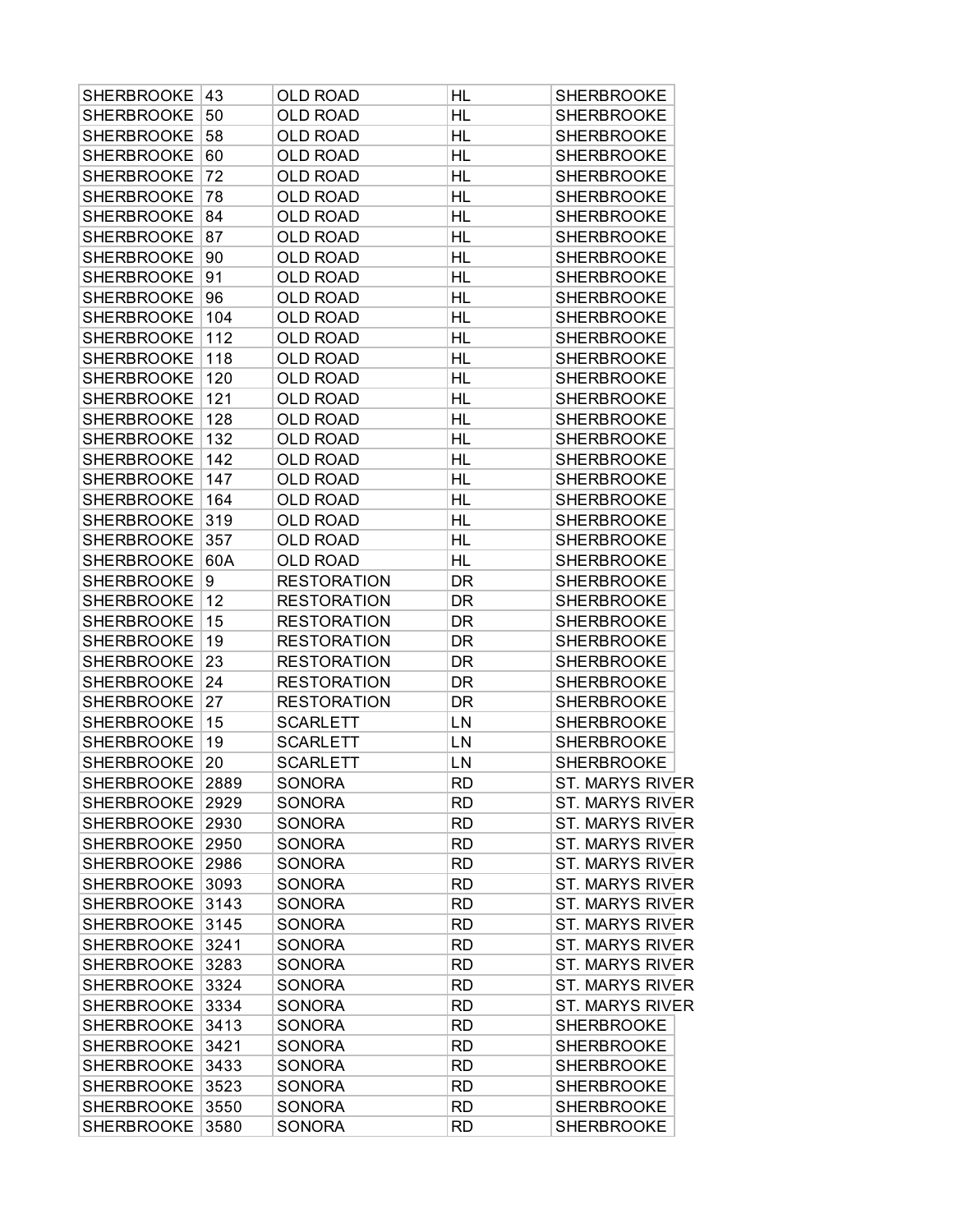| SHERBROOKE | 43 | OLD ROAD | HL | SHERBROOKE |
|---|---|---|---|---|
| SHERBROOKE | 50 | OLD ROAD | HL | SHERBROOKE |
| SHERBROOKE | 58 | OLD ROAD | HL | SHERBROOKE |
| SHERBROOKE | 60 | OLD ROAD | HL | SHERBROOKE |
| SHERBROOKE | 72 | OLD ROAD | HL | SHERBROOKE |
| SHERBROOKE | 78 | OLD ROAD | HL | SHERBROOKE |
| SHERBROOKE | 84 | OLD ROAD | HL | SHERBROOKE |
| SHERBROOKE | 87 | OLD ROAD | HL | SHERBROOKE |
| SHERBROOKE | 90 | OLD ROAD | HL | SHERBROOKE |
| SHERBROOKE | 91 | OLD ROAD | HL | SHERBROOKE |
| SHERBROOKE | 96 | OLD ROAD | HL | SHERBROOKE |
| SHERBROOKE | 104 | OLD ROAD | HL | SHERBROOKE |
| SHERBROOKE | 112 | OLD ROAD | HL | SHERBROOKE |
| SHERBROOKE | 118 | OLD ROAD | HL | SHERBROOKE |
| SHERBROOKE | 120 | OLD ROAD | HL | SHERBROOKE |
| SHERBROOKE | 121 | OLD ROAD | HL | SHERBROOKE |
| SHERBROOKE | 128 | OLD ROAD | HL | SHERBROOKE |
| SHERBROOKE | 132 | OLD ROAD | HL | SHERBROOKE |
| SHERBROOKE | 142 | OLD ROAD | HL | SHERBROOKE |
| SHERBROOKE | 147 | OLD ROAD | HL | SHERBROOKE |
| SHERBROOKE | 164 | OLD ROAD | HL | SHERBROOKE |
| SHERBROOKE | 319 | OLD ROAD | HL | SHERBROOKE |
| SHERBROOKE | 357 | OLD ROAD | HL | SHERBROOKE |
| SHERBROOKE | 60A | OLD ROAD | HL | SHERBROOKE |
| SHERBROOKE | 9 | RESTORATION | DR | SHERBROOKE |
| SHERBROOKE | 12 | RESTORATION | DR | SHERBROOKE |
| SHERBROOKE | 15 | RESTORATION | DR | SHERBROOKE |
| SHERBROOKE | 19 | RESTORATION | DR | SHERBROOKE |
| SHERBROOKE | 23 | RESTORATION | DR | SHERBROOKE |
| SHERBROOKE | 24 | RESTORATION | DR | SHERBROOKE |
| SHERBROOKE | 27 | RESTORATION | DR | SHERBROOKE |
| SHERBROOKE | 15 | SCARLETT | LN | SHERBROOKE |
| SHERBROOKE | 19 | SCARLETT | LN | SHERBROOKE |
| SHERBROOKE | 20 | SCARLETT | LN | SHERBROOKE |
| SHERBROOKE | 2889 | SONORA | RD | ST. MARYS RIVER |
| SHERBROOKE | 2929 | SONORA | RD | ST. MARYS RIVER |
| SHERBROOKE | 2930 | SONORA | RD | ST. MARYS RIVER |
| SHERBROOKE | 2950 | SONORA | RD | ST. MARYS RIVER |
| SHERBROOKE | 2986 | SONORA | RD | ST. MARYS RIVER |
| SHERBROOKE | 3093 | SONORA | RD | ST. MARYS RIVER |
| SHERBROOKE | 3143 | SONORA | RD | ST. MARYS RIVER |
| SHERBROOKE | 3145 | SONORA | RD | ST. MARYS RIVER |
| SHERBROOKE | 3241 | SONORA | RD | ST. MARYS RIVER |
| SHERBROOKE | 3283 | SONORA | RD | ST. MARYS RIVER |
| SHERBROOKE | 3324 | SONORA | RD | ST. MARYS RIVER |
| SHERBROOKE | 3334 | SONORA | RD | ST. MARYS RIVER |
| SHERBROOKE | 3413 | SONORA | RD | SHERBROOKE |
| SHERBROOKE | 3421 | SONORA | RD | SHERBROOKE |
| SHERBROOKE | 3433 | SONORA | RD | SHERBROOKE |
| SHERBROOKE | 3523 | SONORA | RD | SHERBROOKE |
| SHERBROOKE | 3550 | SONORA | RD | SHERBROOKE |
| SHERBROOKE | 3580 | SONORA | RD | SHERBROOKE |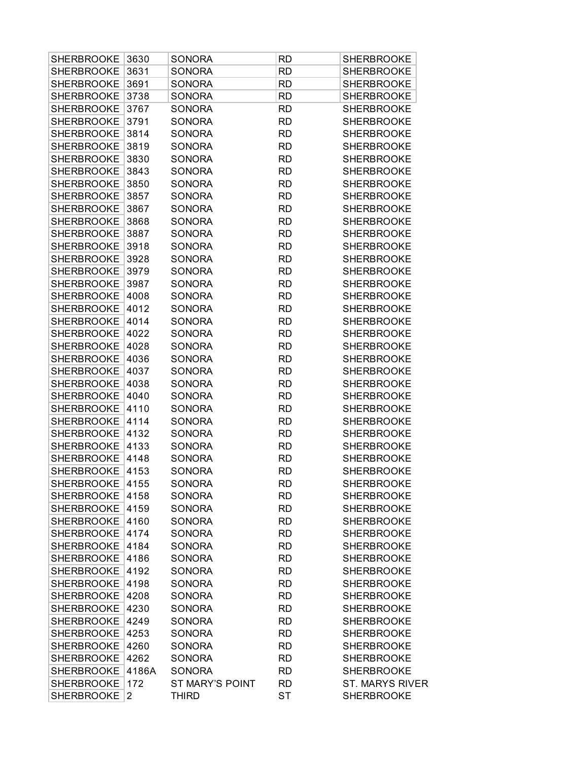| SHERBROOKE | 3630 | SONORA | RD | SHERBROOKE |
|---|---|---|---|---|
| SHERBROOKE | 3631 | SONORA | RD | SHERBROOKE |
| SHERBROOKE | 3691 | SONORA | RD | SHERBROOKE |
| SHERBROOKE | 3738 | SONORA | RD | SHERBROOKE |
| SHERBROOKE | 3767 | SONORA | RD | SHERBROOKE |
| SHERBROOKE | 3791 | SONORA | RD | SHERBROOKE |
| SHERBROOKE | 3814 | SONORA | RD | SHERBROOKE |
| SHERBROOKE | 3819 | SONORA | RD | SHERBROOKE |
| SHERBROOKE | 3830 | SONORA | RD | SHERBROOKE |
| SHERBROOKE | 3843 | SONORA | RD | SHERBROOKE |
| SHERBROOKE | 3850 | SONORA | RD | SHERBROOKE |
| SHERBROOKE | 3857 | SONORA | RD | SHERBROOKE |
| SHERBROOKE | 3867 | SONORA | RD | SHERBROOKE |
| SHERBROOKE | 3868 | SONORA | RD | SHERBROOKE |
| SHERBROOKE | 3887 | SONORA | RD | SHERBROOKE |
| SHERBROOKE | 3918 | SONORA | RD | SHERBROOKE |
| SHERBROOKE | 3928 | SONORA | RD | SHERBROOKE |
| SHERBROOKE | 3979 | SONORA | RD | SHERBROOKE |
| SHERBROOKE | 3987 | SONORA | RD | SHERBROOKE |
| SHERBROOKE | 4008 | SONORA | RD | SHERBROOKE |
| SHERBROOKE | 4012 | SONORA | RD | SHERBROOKE |
| SHERBROOKE | 4014 | SONORA | RD | SHERBROOKE |
| SHERBROOKE | 4022 | SONORA | RD | SHERBROOKE |
| SHERBROOKE | 4028 | SONORA | RD | SHERBROOKE |
| SHERBROOKE | 4036 | SONORA | RD | SHERBROOKE |
| SHERBROOKE | 4037 | SONORA | RD | SHERBROOKE |
| SHERBROOKE | 4038 | SONORA | RD | SHERBROOKE |
| SHERBROOKE | 4040 | SONORA | RD | SHERBROOKE |
| SHERBROOKE | 4110 | SONORA | RD | SHERBROOKE |
| SHERBROOKE | 4114 | SONORA | RD | SHERBROOKE |
| SHERBROOKE | 4132 | SONORA | RD | SHERBROOKE |
| SHERBROOKE | 4133 | SONORA | RD | SHERBROOKE |
| SHERBROOKE | 4148 | SONORA | RD | SHERBROOKE |
| SHERBROOKE | 4153 | SONORA | RD | SHERBROOKE |
| SHERBROOKE | 4155 | SONORA | RD | SHERBROOKE |
| SHERBROOKE | 4158 | SONORA | RD | SHERBROOKE |
| SHERBROOKE | 4159 | SONORA | RD | SHERBROOKE |
| SHERBROOKE | 4160 | SONORA | RD | SHERBROOKE |
| SHERBROOKE | 4174 | SONORA | RD | SHERBROOKE |
| SHERBROOKE | 4184 | SONORA | RD | SHERBROOKE |
| SHERBROOKE | 4186 | SONORA | RD | SHERBROOKE |
| SHERBROOKE | 4192 | SONORA | RD | SHERBROOKE |
| SHERBROOKE | 4198 | SONORA | RD | SHERBROOKE |
| SHERBROOKE | 4208 | SONORA | RD | SHERBROOKE |
| SHERBROOKE | 4230 | SONORA | RD | SHERBROOKE |
| SHERBROOKE | 4249 | SONORA | RD | SHERBROOKE |
| SHERBROOKE | 4253 | SONORA | RD | SHERBROOKE |
| SHERBROOKE | 4260 | SONORA | RD | SHERBROOKE |
| SHERBROOKE | 4262 | SONORA | RD | SHERBROOKE |
| SHERBROOKE | 4186A | SONORA | RD | SHERBROOKE |
| SHERBROOKE | 172 | ST MARY'S POINT | RD | ST. MARYS RIVER |
| SHERBROOKE | 2 | THIRD | ST | SHERBROOKE |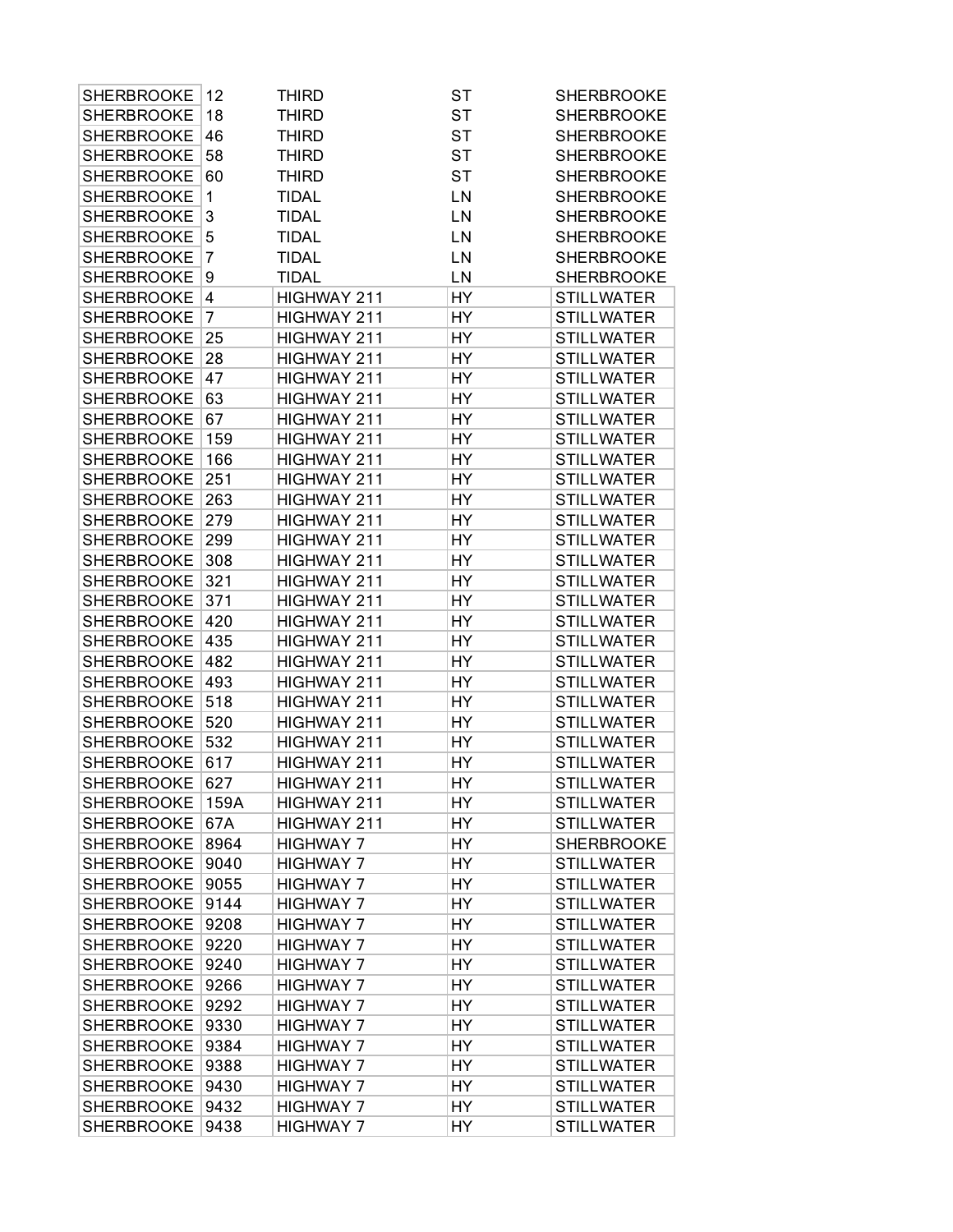| SHERBROOKE | 12 | THIRD | ST | SHERBROOKE |
|---|---|---|---|---|
| SHERBROOKE | 18 | THIRD | ST | SHERBROOKE |
| SHERBROOKE | 46 | THIRD | ST | SHERBROOKE |
| SHERBROOKE | 58 | THIRD | ST | SHERBROOKE |
| SHERBROOKE | 60 | THIRD | ST | SHERBROOKE |
| SHERBROOKE | 1 | TIDAL | LN | SHERBROOKE |
| SHERBROOKE | 3 | TIDAL | LN | SHERBROOKE |
| SHERBROOKE | 5 | TIDAL | LN | SHERBROOKE |
| SHERBROOKE | 7 | TIDAL | LN | SHERBROOKE |
| SHERBROOKE | 9 | TIDAL | LN | SHERBROOKE |
| SHERBROOKE | 4 | HIGHWAY 211 | HY | STILLWATER |
| SHERBROOKE | 7 | HIGHWAY 211 | HY | STILLWATER |
| SHERBROOKE | 25 | HIGHWAY 211 | HY | STILLWATER |
| SHERBROOKE | 28 | HIGHWAY 211 | HY | STILLWATER |
| SHERBROOKE | 47 | HIGHWAY 211 | HY | STILLWATER |
| SHERBROOKE | 63 | HIGHWAY 211 | HY | STILLWATER |
| SHERBROOKE | 67 | HIGHWAY 211 | HY | STILLWATER |
| SHERBROOKE | 159 | HIGHWAY 211 | HY | STILLWATER |
| SHERBROOKE | 166 | HIGHWAY 211 | HY | STILLWATER |
| SHERBROOKE | 251 | HIGHWAY 211 | HY | STILLWATER |
| SHERBROOKE | 263 | HIGHWAY 211 | HY | STILLWATER |
| SHERBROOKE | 279 | HIGHWAY 211 | HY | STILLWATER |
| SHERBROOKE | 299 | HIGHWAY 211 | HY | STILLWATER |
| SHERBROOKE | 308 | HIGHWAY 211 | HY | STILLWATER |
| SHERBROOKE | 321 | HIGHWAY 211 | HY | STILLWATER |
| SHERBROOKE | 371 | HIGHWAY 211 | HY | STILLWATER |
| SHERBROOKE | 420 | HIGHWAY 211 | HY | STILLWATER |
| SHERBROOKE | 435 | HIGHWAY 211 | HY | STILLWATER |
| SHERBROOKE | 482 | HIGHWAY 211 | HY | STILLWATER |
| SHERBROOKE | 493 | HIGHWAY 211 | HY | STILLWATER |
| SHERBROOKE | 518 | HIGHWAY 211 | HY | STILLWATER |
| SHERBROOKE | 520 | HIGHWAY 211 | HY | STILLWATER |
| SHERBROOKE | 532 | HIGHWAY 211 | HY | STILLWATER |
| SHERBROOKE | 617 | HIGHWAY 211 | HY | STILLWATER |
| SHERBROOKE | 627 | HIGHWAY 211 | HY | STILLWATER |
| SHERBROOKE | 159A | HIGHWAY 211 | HY | STILLWATER |
| SHERBROOKE | 67A | HIGHWAY 211 | HY | STILLWATER |
| SHERBROOKE | 8964 | HIGHWAY 7 | HY | SHERBROOKE |
| SHERBROOKE | 9040 | HIGHWAY 7 | HY | STILLWATER |
| SHERBROOKE | 9055 | HIGHWAY 7 | HY | STILLWATER |
| SHERBROOKE | 9144 | HIGHWAY 7 | HY | STILLWATER |
| SHERBROOKE | 9208 | HIGHWAY 7 | HY | STILLWATER |
| SHERBROOKE | 9220 | HIGHWAY 7 | HY | STILLWATER |
| SHERBROOKE | 9240 | HIGHWAY 7 | HY | STILLWATER |
| SHERBROOKE | 9266 | HIGHWAY 7 | HY | STILLWATER |
| SHERBROOKE | 9292 | HIGHWAY 7 | HY | STILLWATER |
| SHERBROOKE | 9330 | HIGHWAY 7 | HY | STILLWATER |
| SHERBROOKE | 9384 | HIGHWAY 7 | HY | STILLWATER |
| SHERBROOKE | 9388 | HIGHWAY 7 | HY | STILLWATER |
| SHERBROOKE | 9430 | HIGHWAY 7 | HY | STILLWATER |
| SHERBROOKE | 9432 | HIGHWAY 7 | HY | STILLWATER |
| SHERBROOKE | 9438 | HIGHWAY 7 | HY | STILLWATER |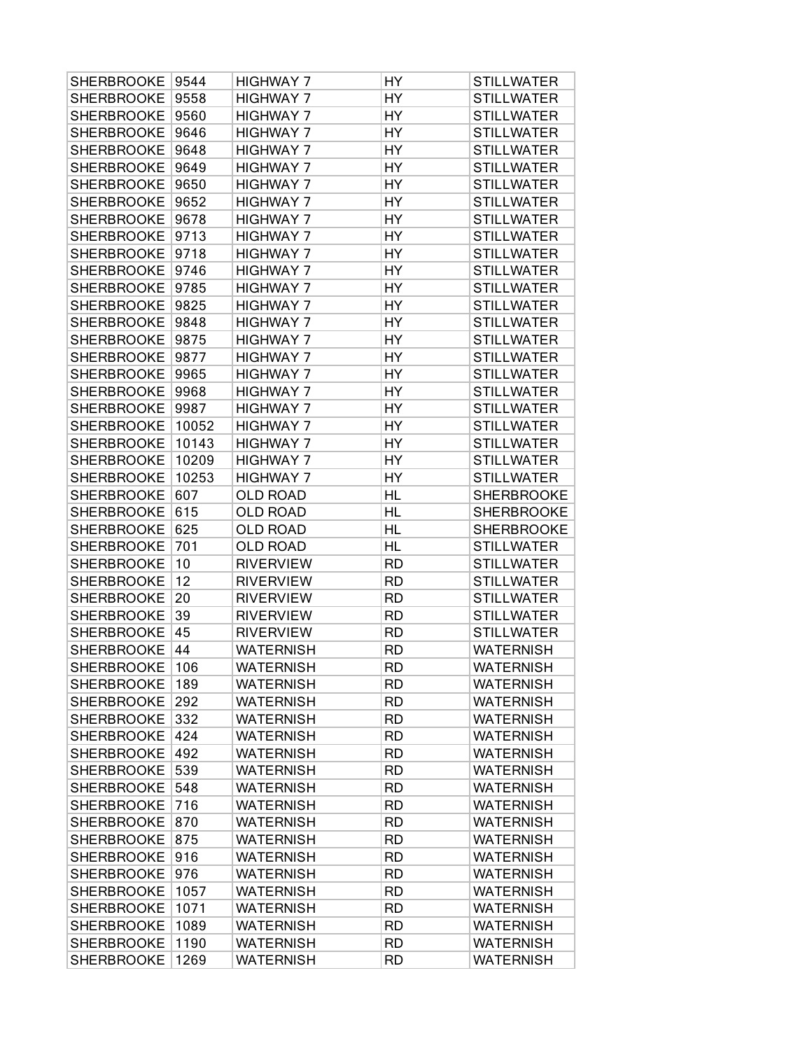| SHERBROOKE | 9544 | HIGHWAY 7 | HY | STILLWATER |
|---|---|---|---|---|
| SHERBROOKE | 9558 | HIGHWAY 7 | HY | STILLWATER |
| SHERBROOKE | 9560 | HIGHWAY 7 | HY | STILLWATER |
| SHERBROOKE | 9646 | HIGHWAY 7 | HY | STILLWATER |
| SHERBROOKE | 9648 | HIGHWAY 7 | HY | STILLWATER |
| SHERBROOKE | 9649 | HIGHWAY 7 | HY | STILLWATER |
| SHERBROOKE | 9650 | HIGHWAY 7 | HY | STILLWATER |
| SHERBROOKE | 9652 | HIGHWAY 7 | HY | STILLWATER |
| SHERBROOKE | 9678 | HIGHWAY 7 | HY | STILLWATER |
| SHERBROOKE | 9713 | HIGHWAY 7 | HY | STILLWATER |
| SHERBROOKE | 9718 | HIGHWAY 7 | HY | STILLWATER |
| SHERBROOKE | 9746 | HIGHWAY 7 | HY | STILLWATER |
| SHERBROOKE | 9785 | HIGHWAY 7 | HY | STILLWATER |
| SHERBROOKE | 9825 | HIGHWAY 7 | HY | STILLWATER |
| SHERBROOKE | 9848 | HIGHWAY 7 | HY | STILLWATER |
| SHERBROOKE | 9875 | HIGHWAY 7 | HY | STILLWATER |
| SHERBROOKE | 9877 | HIGHWAY 7 | HY | STILLWATER |
| SHERBROOKE | 9965 | HIGHWAY 7 | HY | STILLWATER |
| SHERBROOKE | 9968 | HIGHWAY 7 | HY | STILLWATER |
| SHERBROOKE | 9987 | HIGHWAY 7 | HY | STILLWATER |
| SHERBROOKE | 10052 | HIGHWAY 7 | HY | STILLWATER |
| SHERBROOKE | 10143 | HIGHWAY 7 | HY | STILLWATER |
| SHERBROOKE | 10209 | HIGHWAY 7 | HY | STILLWATER |
| SHERBROOKE | 10253 | HIGHWAY 7 | HY | STILLWATER |
| SHERBROOKE | 607 | OLD ROAD | HL | SHERBROOKE |
| SHERBROOKE | 615 | OLD ROAD | HL | SHERBROOKE |
| SHERBROOKE | 625 | OLD ROAD | HL | SHERBROOKE |
| SHERBROOKE | 701 | OLD ROAD | HL | STILLWATER |
| SHERBROOKE | 10 | RIVERVIEW | RD | STILLWATER |
| SHERBROOKE | 12 | RIVERVIEW | RD | STILLWATER |
| SHERBROOKE | 20 | RIVERVIEW | RD | STILLWATER |
| SHERBROOKE | 39 | RIVERVIEW | RD | STILLWATER |
| SHERBROOKE | 45 | RIVERVIEW | RD | STILLWATER |
| SHERBROOKE | 44 | WATERNISH | RD | WATERNISH |
| SHERBROOKE | 106 | WATERNISH | RD | WATERNISH |
| SHERBROOKE | 189 | WATERNISH | RD | WATERNISH |
| SHERBROOKE | 292 | WATERNISH | RD | WATERNISH |
| SHERBROOKE | 332 | WATERNISH | RD | WATERNISH |
| SHERBROOKE | 424 | WATERNISH | RD | WATERNISH |
| SHERBROOKE | 492 | WATERNISH | RD | WATERNISH |
| SHERBROOKE | 539 | WATERNISH | RD | WATERNISH |
| SHERBROOKE | 548 | WATERNISH | RD | WATERNISH |
| SHERBROOKE | 716 | WATERNISH | RD | WATERNISH |
| SHERBROOKE | 870 | WATERNISH | RD | WATERNISH |
| SHERBROOKE | 875 | WATERNISH | RD | WATERNISH |
| SHERBROOKE | 916 | WATERNISH | RD | WATERNISH |
| SHERBROOKE | 976 | WATERNISH | RD | WATERNISH |
| SHERBROOKE | 1057 | WATERNISH | RD | WATERNISH |
| SHERBROOKE | 1071 | WATERNISH | RD | WATERNISH |
| SHERBROOKE | 1089 | WATERNISH | RD | WATERNISH |
| SHERBROOKE | 1190 | WATERNISH | RD | WATERNISH |
| SHERBROOKE | 1269 | WATERNISH | RD | WATERNISH |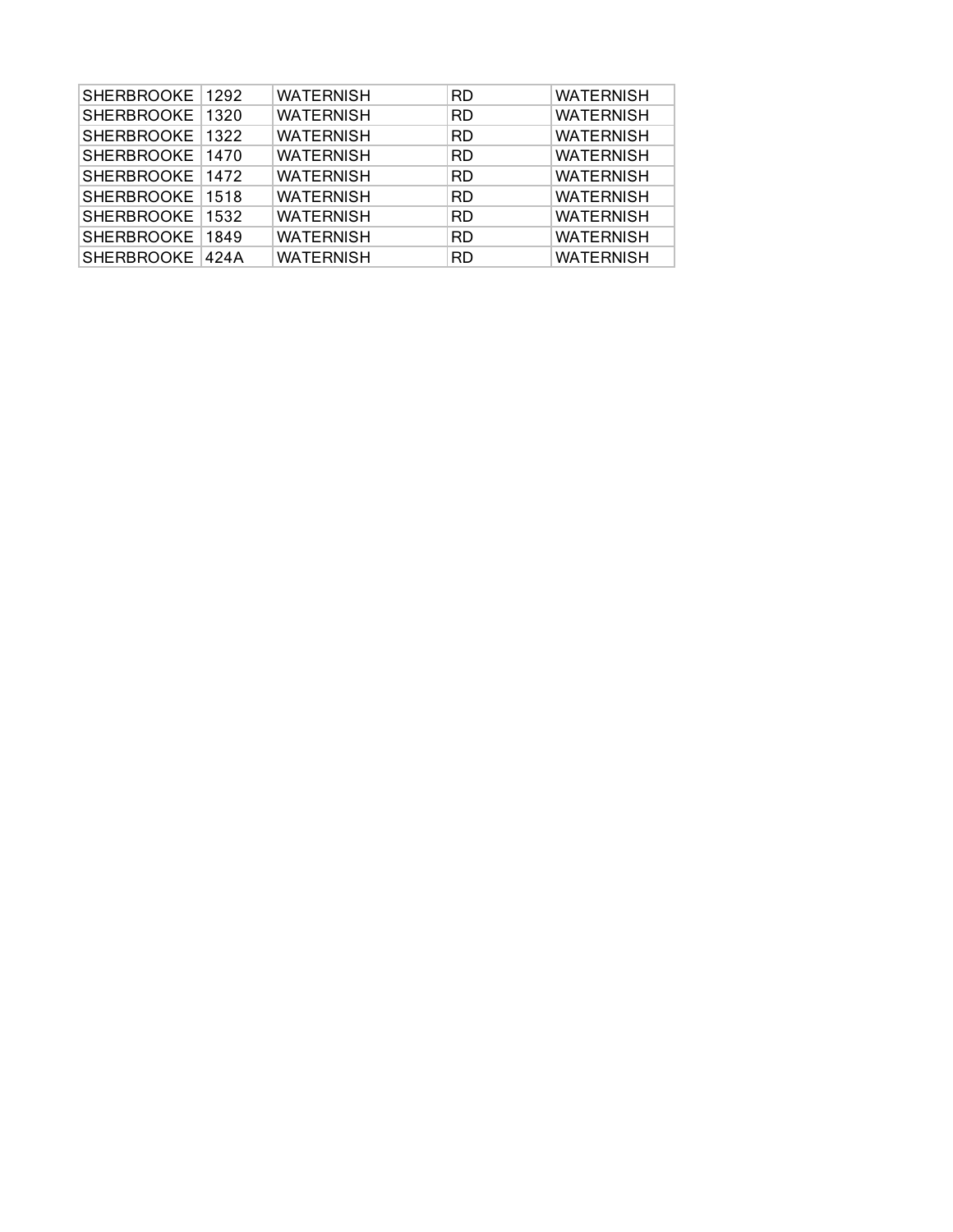| | | | | |
|---|---|---|---|---|
| SHERBROOKE | 1292 | WATERNISH | RD | WATERNISH |
| SHERBROOKE | 1320 | WATERNISH | RD | WATERNISH |
| SHERBROOKE | 1322 | WATERNISH | RD | WATERNISH |
| SHERBROOKE | 1470 | WATERNISH | RD | WATERNISH |
| SHERBROOKE | 1472 | WATERNISH | RD | WATERNISH |
| SHERBROOKE | 1518 | WATERNISH | RD | WATERNISH |
| SHERBROOKE | 1532 | WATERNISH | RD | WATERNISH |
| SHERBROOKE | 1849 | WATERNISH | RD | WATERNISH |
| SHERBROOKE | 424A | WATERNISH | RD | WATERNISH |